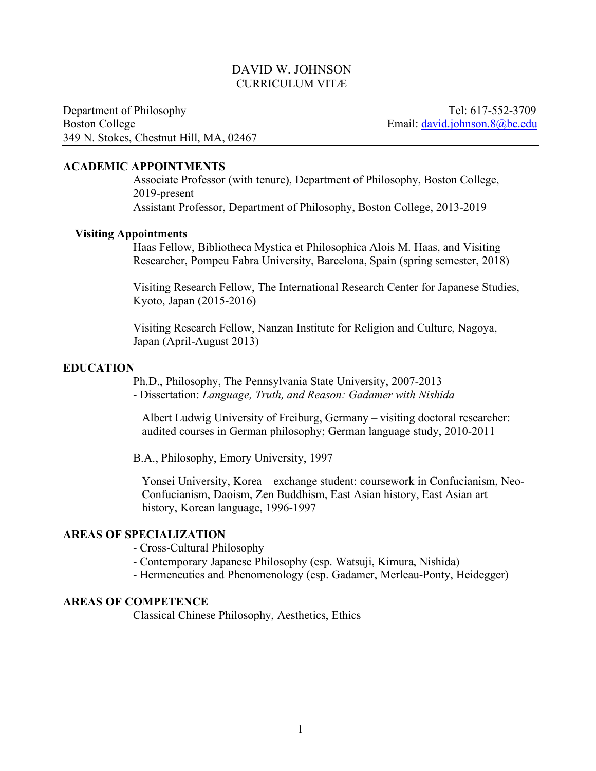# DAVID W. JOHNSON
CURRICULUM VITÆ

Department of Philosophy
Boston College
349 N. Stokes, Chestnut Hill, MA, 02467

Tel: 617-552-3709
Email: david.johnson.8@bc.edu

## ACADEMIC APPOINTMENTS

Associate Professor (with tenure), Department of Philosophy, Boston College, 2019-present

Assistant Professor, Department of Philosophy, Boston College, 2013-2019

### Visiting Appointments

Haas Fellow, Bibliotheca Mystica et Philosophica Alois M. Haas, and Visiting Researcher, Pompeu Fabra University, Barcelona, Spain (spring semester, 2018)

Visiting Research Fellow, The International Research Center for Japanese Studies, Kyoto, Japan (2015-2016)

Visiting Research Fellow, Nanzan Institute for Religion and Culture, Nagoya, Japan (April-August 2013)

## EDUCATION

Ph.D., Philosophy, The Pennsylvania State University, 2007-2013
- Dissertation: *Language, Truth, and Reason: Gadamer with Nishida*

Albert Ludwig University of Freiburg, Germany – visiting doctoral researcher: audited courses in German philosophy; German language study, 2010-2011

B.A., Philosophy, Emory University, 1997

Yonsei University, Korea – exchange student: coursework in Confucianism, Neo-Confucianism, Daoism, Zen Buddhism, East Asian history, East Asian art history, Korean language, 1996-1997

## AREAS OF SPECIALIZATION

- Cross-Cultural Philosophy
- Contemporary Japanese Philosophy (esp. Watsuji, Kimura, Nishida)
- Hermeneutics and Phenomenology (esp. Gadamer, Merleau-Ponty, Heidegger)

## AREAS OF COMPETENCE

Classical Chinese Philosophy, Aesthetics, Ethics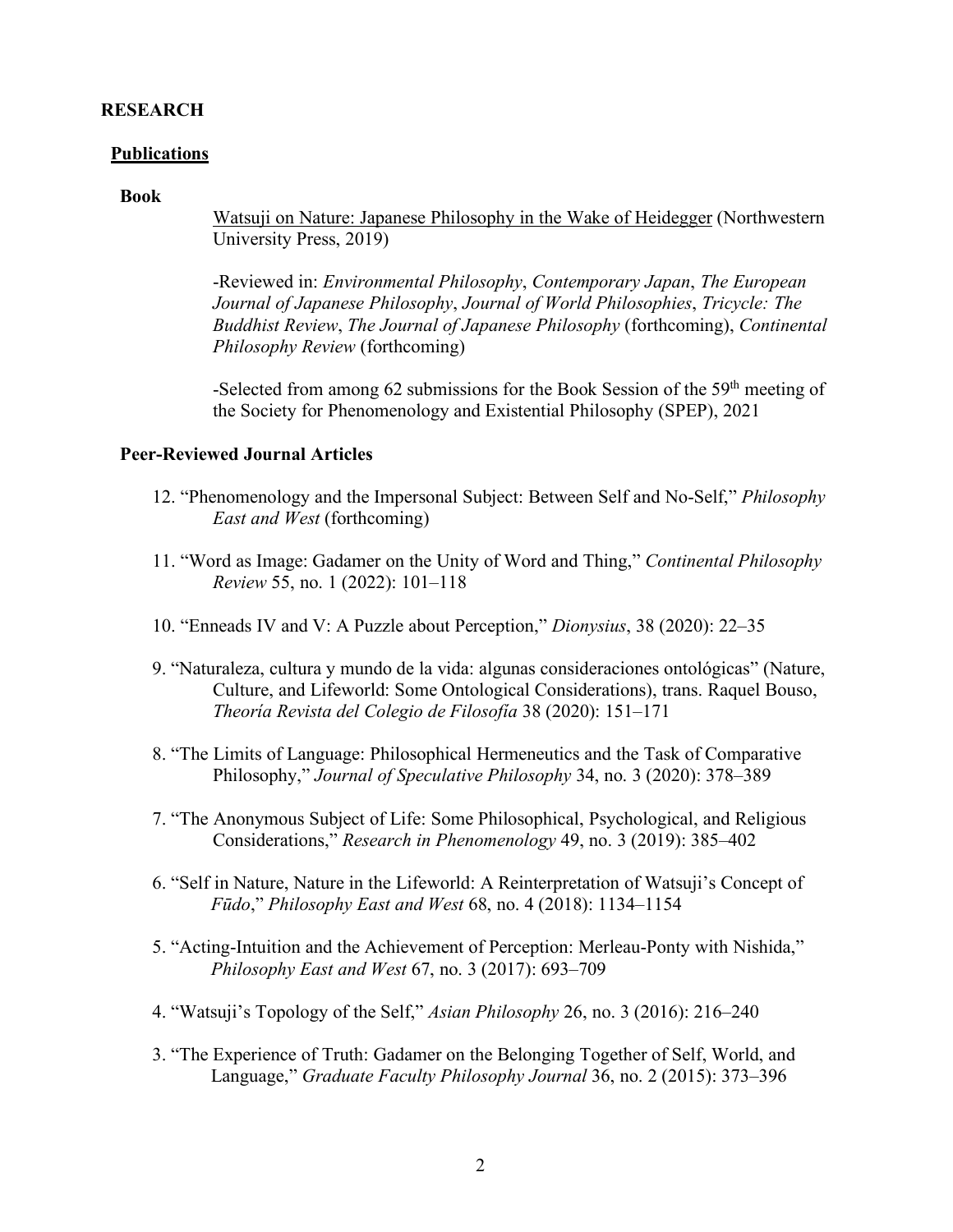## RESEARCH

### Publications

#### Book

Watsuji on Nature: Japanese Philosophy in the Wake of Heidegger (Northwestern University Press, 2019)

-Reviewed in: *Environmental Philosophy*, *Contemporary Japan*, *The European Journal of Japanese Philosophy*, *Journal of World Philosophies*, *Tricycle: The Buddhist Review*, *The Journal of Japanese Philosophy* (forthcoming), *Continental Philosophy Review* (forthcoming)

-Selected from among 62 submissions for the Book Session of the 59th meeting of the Society for Phenomenology and Existential Philosophy (SPEP), 2021

#### Peer-Reviewed Journal Articles

12. "Phenomenology and the Impersonal Subject: Between Self and No-Self," *Philosophy East and West* (forthcoming)

11. "Word as Image: Gadamer on the Unity of Word and Thing," *Continental Philosophy Review* 55, no. 1 (2022): 101–118

10. "Enneads IV and V: A Puzzle about Perception," *Dionysius*, 38 (2020): 22–35

9. "Naturaleza, cultura y mundo de la vida: algunas consideraciones ontológicas" (Nature, Culture, and Lifeworld: Some Ontological Considerations), trans. Raquel Bouso, *Theoría Revista del Colegio de Filosofía* 38 (2020): 151–171

8. "The Limits of Language: Philosophical Hermeneutics and the Task of Comparative Philosophy," *Journal of Speculative Philosophy* 34, no. 3 (2020): 378–389

7. "The Anonymous Subject of Life: Some Philosophical, Psychological, and Religious Considerations," *Research in Phenomenology* 49, no. 3 (2019): 385–402

6. "Self in Nature, Nature in the Lifeworld: A Reinterpretation of Watsuji's Concept of *Fūdo*," *Philosophy East and West* 68, no. 4 (2018): 1134–1154

5. "Acting-Intuition and the Achievement of Perception: Merleau-Ponty with Nishida," *Philosophy East and West* 67, no. 3 (2017): 693–709

4. "Watsuji's Topology of the Self," *Asian Philosophy* 26, no. 3 (2016): 216–240

3. "The Experience of Truth: Gadamer on the Belonging Together of Self, World, and Language," *Graduate Faculty Philosophy Journal* 36, no. 2 (2015): 373–396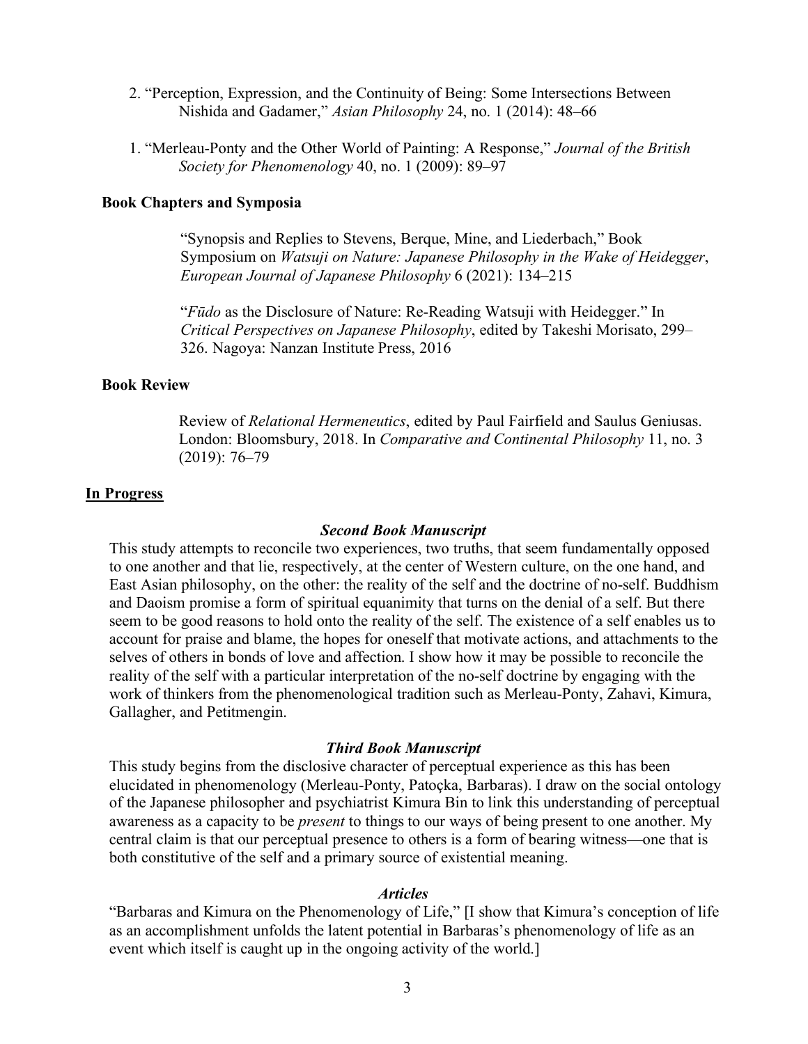2. "Perception, Expression, and the Continuity of Being: Some Intersections Between Nishida and Gadamer," *Asian Philosophy* 24, no. 1 (2014): 48–66

1. "Merleau-Ponty and the Other World of Painting: A Response," *Journal of the British Society for Phenomenology* 40, no. 1 (2009): 89–97

### Book Chapters and Symposia

"Synopsis and Replies to Stevens, Berque, Mine, and Liederbach," Book Symposium on *Watsuji on Nature: Japanese Philosophy in the Wake of Heidegger*, *European Journal of Japanese Philosophy* 6 (2021): 134–215

"*Fūdo* as the Disclosure of Nature: Re-Reading Watsuji with Heidegger." In *Critical Perspectives on Japanese Philosophy*, edited by Takeshi Morisato, 299–326. Nagoya: Nanzan Institute Press, 2016

### Book Review

Review of *Relational Hermeneutics*, edited by Paul Fairfield and Saulus Geniusas. London: Bloomsbury, 2018. In *Comparative and Continental Philosophy* 11, no. 3 (2019): 76–79

## In Progress

#### *Second Book Manuscript*

This study attempts to reconcile two experiences, two truths, that seem fundamentally opposed to one another and that lie, respectively, at the center of Western culture, on the one hand, and East Asian philosophy, on the other: the reality of the self and the doctrine of no-self. Buddhism and Daoism promise a form of spiritual equanimity that turns on the denial of a self. But there seem to be good reasons to hold onto the reality of the self. The existence of a self enables us to account for praise and blame, the hopes for oneself that motivate actions, and attachments to the selves of others in bonds of love and affection. I show how it may be possible to reconcile the reality of the self with a particular interpretation of the no-self doctrine by engaging with the work of thinkers from the phenomenological tradition such as Merleau-Ponty, Zahavi, Kimura, Gallagher, and Petitmengin.

#### *Third Book Manuscript*

This study begins from the disclosive character of perceptual experience as this has been elucidated in phenomenology (Merleau-Ponty, Patoçka, Barbaras). I draw on the social ontology of the Japanese philosopher and psychiatrist Kimura Bin to link this understanding of perceptual awareness as a capacity to be *present* to things to our ways of being present to one another. My central claim is that our perceptual presence to others is a form of bearing witness—one that is both constitutive of the self and a primary source of existential meaning.

#### *Articles*

"Barbaras and Kimura on the Phenomenology of Life," [I show that Kimura's conception of life as an accomplishment unfolds the latent potential in Barbaras's phenomenology of life as an event which itself is caught up in the ongoing activity of the world.]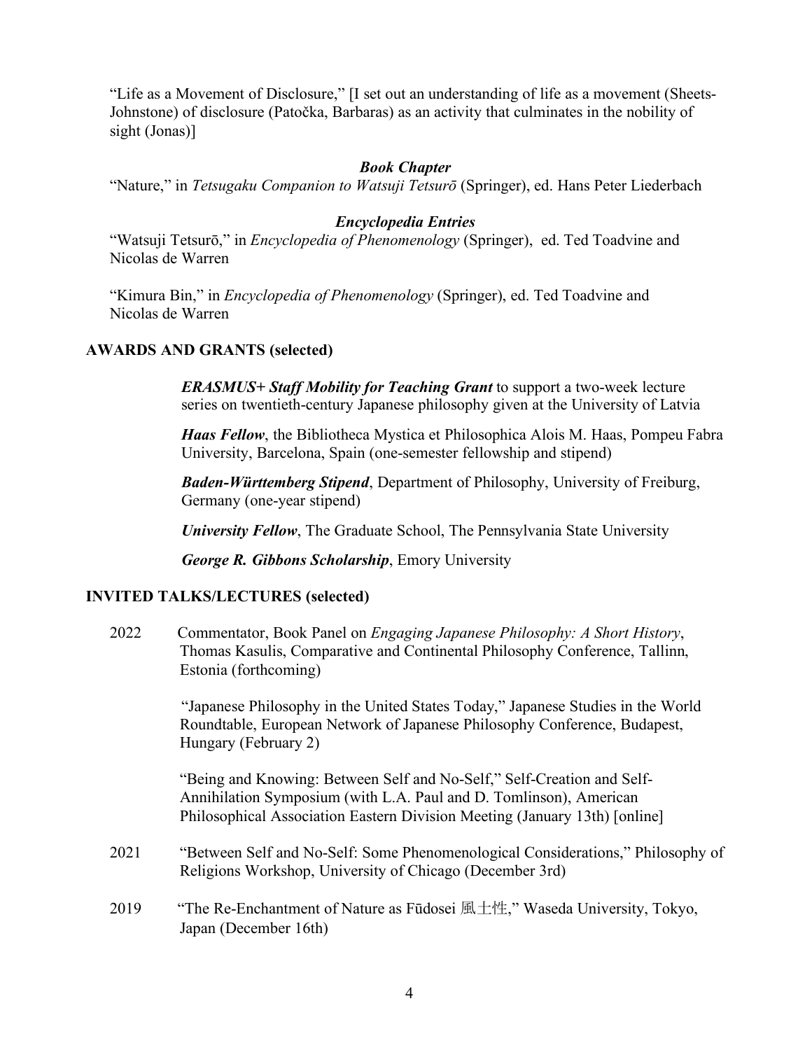"Life as a Movement of Disclosure," [I set out an understanding of life as a movement (Sheets-Johnstone) of disclosure (Patočka, Barbaras) as an activity that culminates in the nobility of sight (Jonas)]

***Book Chapter***

"Nature," in *Tetsugaku Companion to Watsuji Tetsurō* (Springer), ed. Hans Peter Liederbach

***Encyclopedia Entries***

"Watsuji Tetsurō," in *Encyclopedia of Phenomenology* (Springer), ed. Ted Toadvine and Nicolas de Warren

"Kimura Bin," in *Encyclopedia of Phenomenology* (Springer), ed. Ted Toadvine and Nicolas de Warren

## AWARDS AND GRANTS (selected)

***ERASMUS+ Staff Mobility for Teaching Grant*** to support a two-week lecture series on twentieth-century Japanese philosophy given at the University of Latvia

***Haas Fellow***, the Bibliotheca Mystica et Philosophica Alois M. Haas, Pompeu Fabra University, Barcelona, Spain (one-semester fellowship and stipend)

***Baden-Württemberg Stipend***, Department of Philosophy, University of Freiburg, Germany (one-year stipend)

***University Fellow***, The Graduate School, The Pennsylvania State University

***George R. Gibbons Scholarship***, Emory University

## INVITED TALKS/LECTURES (selected)

2022 Commentator, Book Panel on *Engaging Japanese Philosophy: A Short History*, Thomas Kasulis, Comparative and Continental Philosophy Conference, Tallinn, Estonia (forthcoming)

"Japanese Philosophy in the United States Today," Japanese Studies in the World Roundtable, European Network of Japanese Philosophy Conference, Budapest, Hungary (February 2)

"Being and Knowing: Between Self and No-Self," Self-Creation and Self-Annihilation Symposium (with L.A. Paul and D. Tomlinson), American Philosophical Association Eastern Division Meeting (January 13th) [online]

2021 "Between Self and No-Self: Some Phenomenological Considerations," Philosophy of Religions Workshop, University of Chicago (December 3rd)

2019 "The Re-Enchantment of Nature as Fūdosei 風土性," Waseda University, Tokyo, Japan (December 16th)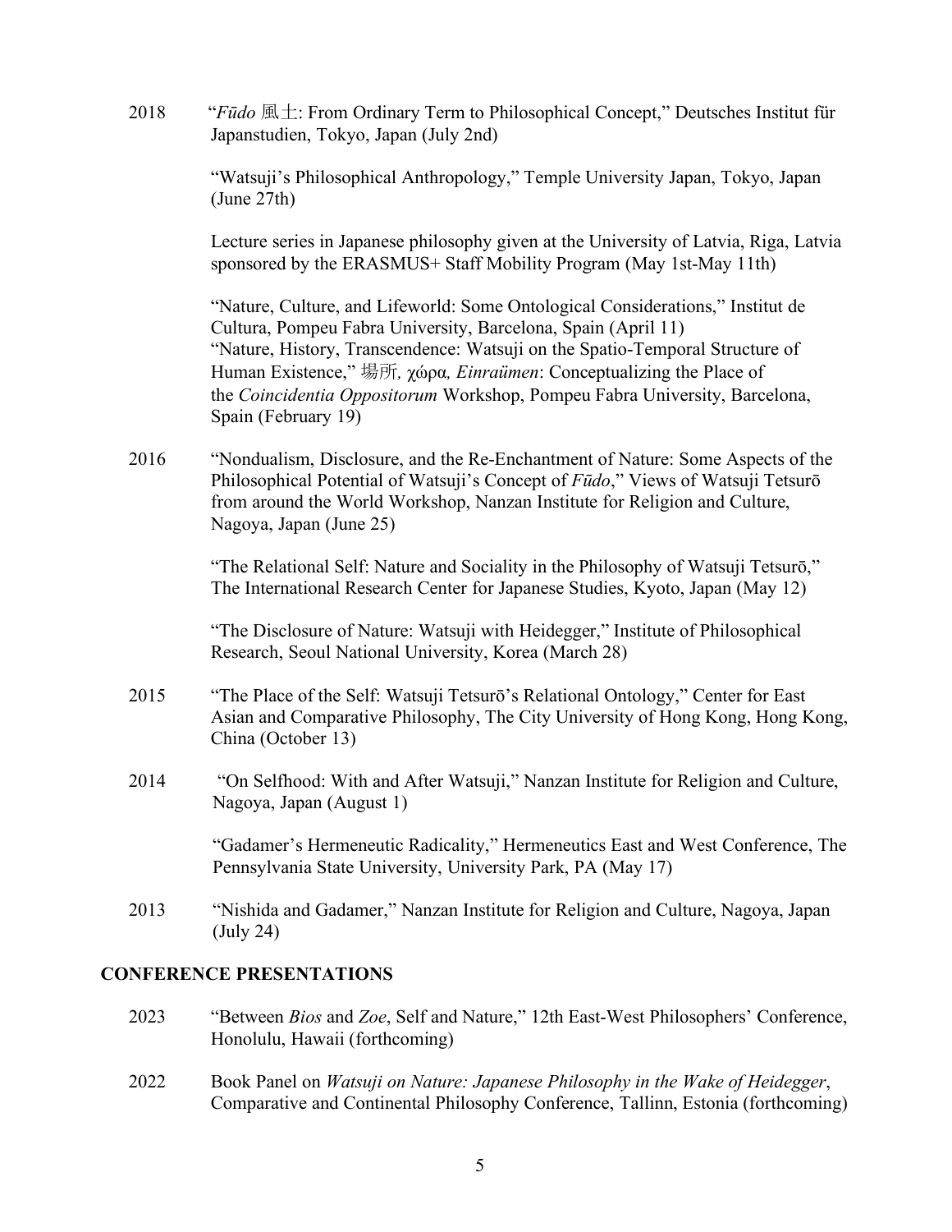2018 “*Fūdo* 風土: From Ordinary Term to Philosophical Concept,” Deutsches Institut für Japanstudien, Tokyo, Japan (July 2nd)

“Watsuji’s Philosophical Anthropology,” Temple University Japan, Tokyo, Japan (June 27th)

Lecture series in Japanese philosophy given at the University of Latvia, Riga, Latvia sponsored by the ERASMUS+ Staff Mobility Program (May 1st-May 11th)

“Nature, Culture, and Lifeworld: Some Ontological Considerations,” Institut de Cultura, Pompeu Fabra University, Barcelona, Spain (April 11)
“Nature, History, Transcendence: Watsuji on the Spatio-Temporal Structure of Human Existence,” 場所*, χώρα, Einraümen*: Conceptualizing the Place of the *Coincidentia Oppositorum* Workshop, Pompeu Fabra University, Barcelona, Spain (February 19)

2016 “Nondualism, Disclosure, and the Re-Enchantment of Nature: Some Aspects of the Philosophical Potential of Watsuji’s Concept of *Fūdo*,” Views of Watsuji Tetsurō from around the World Workshop, Nanzan Institute for Religion and Culture, Nagoya, Japan (June 25)

“The Relational Self: Nature and Sociality in the Philosophy of Watsuji Tetsurō,” The International Research Center for Japanese Studies, Kyoto, Japan (May 12)

“The Disclosure of Nature: Watsuji with Heidegger,” Institute of Philosophical Research, Seoul National University, Korea (March 28)

2015 “The Place of the Self: Watsuji Tetsurō’s Relational Ontology,” Center for East Asian and Comparative Philosophy, The City University of Hong Kong, Hong Kong, China (October 13)

2014 “On Selfhood: With and After Watsuji,” Nanzan Institute for Religion and Culture, Nagoya, Japan (August 1)

“Gadamer’s Hermeneutic Radicality,” Hermeneutics East and West Conference, The Pennsylvania State University, University Park, PA (May 17)

2013 “Nishida and Gadamer,” Nanzan Institute for Religion and Culture, Nagoya, Japan (July 24)

## CONFERENCE PRESENTATIONS

2023 “Between *Bios* and *Zoe*, Self and Nature,” 12th East-West Philosophers’ Conference, Honolulu, Hawaii (forthcoming)

2022 Book Panel on *Watsuji on Nature: Japanese Philosophy in the Wake of Heidegger*, Comparative and Continental Philosophy Conference, Tallinn, Estonia (forthcoming)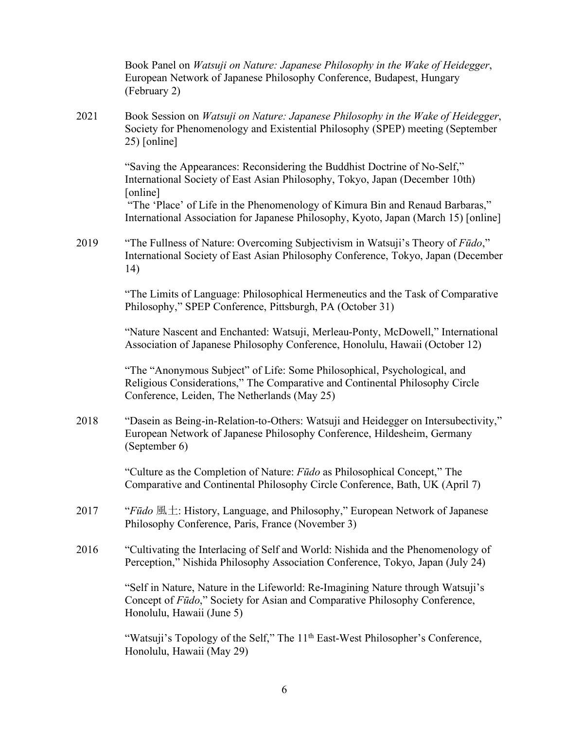Book Panel on *Watsuji on Nature: Japanese Philosophy in the Wake of Heidegger*, European Network of Japanese Philosophy Conference, Budapest, Hungary (February 2)

2021 Book Session on *Watsuji on Nature: Japanese Philosophy in the Wake of Heidegger*, Society for Phenomenology and Existential Philosophy (SPEP) meeting (September 25) [online]

"Saving the Appearances: Reconsidering the Buddhist Doctrine of No-Self," International Society of East Asian Philosophy, Tokyo, Japan (December 10th) [online]

"The 'Place' of Life in the Phenomenology of Kimura Bin and Renaud Barbaras," International Association for Japanese Philosophy, Kyoto, Japan (March 15) [online]

2019 "The Fullness of Nature: Overcoming Subjectivism in Watsuji's Theory of *Fūdo*," International Society of East Asian Philosophy Conference, Tokyo, Japan (December 14)

"The Limits of Language: Philosophical Hermeneutics and the Task of Comparative Philosophy," SPEP Conference, Pittsburgh, PA (October 31)

"Nature Nascent and Enchanted: Watsuji, Merleau-Ponty, McDowell," International Association of Japanese Philosophy Conference, Honolulu, Hawaii (October 12)

"The "Anonymous Subject" of Life: Some Philosophical, Psychological, and Religious Considerations," The Comparative and Continental Philosophy Circle Conference, Leiden, The Netherlands (May 25)

2018 "Dasein as Being-in-Relation-to-Others: Watsuji and Heidegger on Intersubectivity," European Network of Japanese Philosophy Conference, Hildesheim, Germany (September 6)

"Culture as the Completion of Nature: *Fūdo* as Philosophical Concept," The Comparative and Continental Philosophy Circle Conference, Bath, UK (April 7)

2017 "*Fūdo* 風土: History, Language, and Philosophy," European Network of Japanese Philosophy Conference, Paris, France (November 3)

2016 "Cultivating the Interlacing of Self and World: Nishida and the Phenomenology of Perception," Nishida Philosophy Association Conference, Tokyo, Japan (July 24)

"Self in Nature, Nature in the Lifeworld: Re-Imagining Nature through Watsuji's Concept of *Fūdo*," Society for Asian and Comparative Philosophy Conference, Honolulu, Hawaii (June 5)

"Watsuji's Topology of the Self," The 11th East-West Philosopher's Conference, Honolulu, Hawaii (May 29)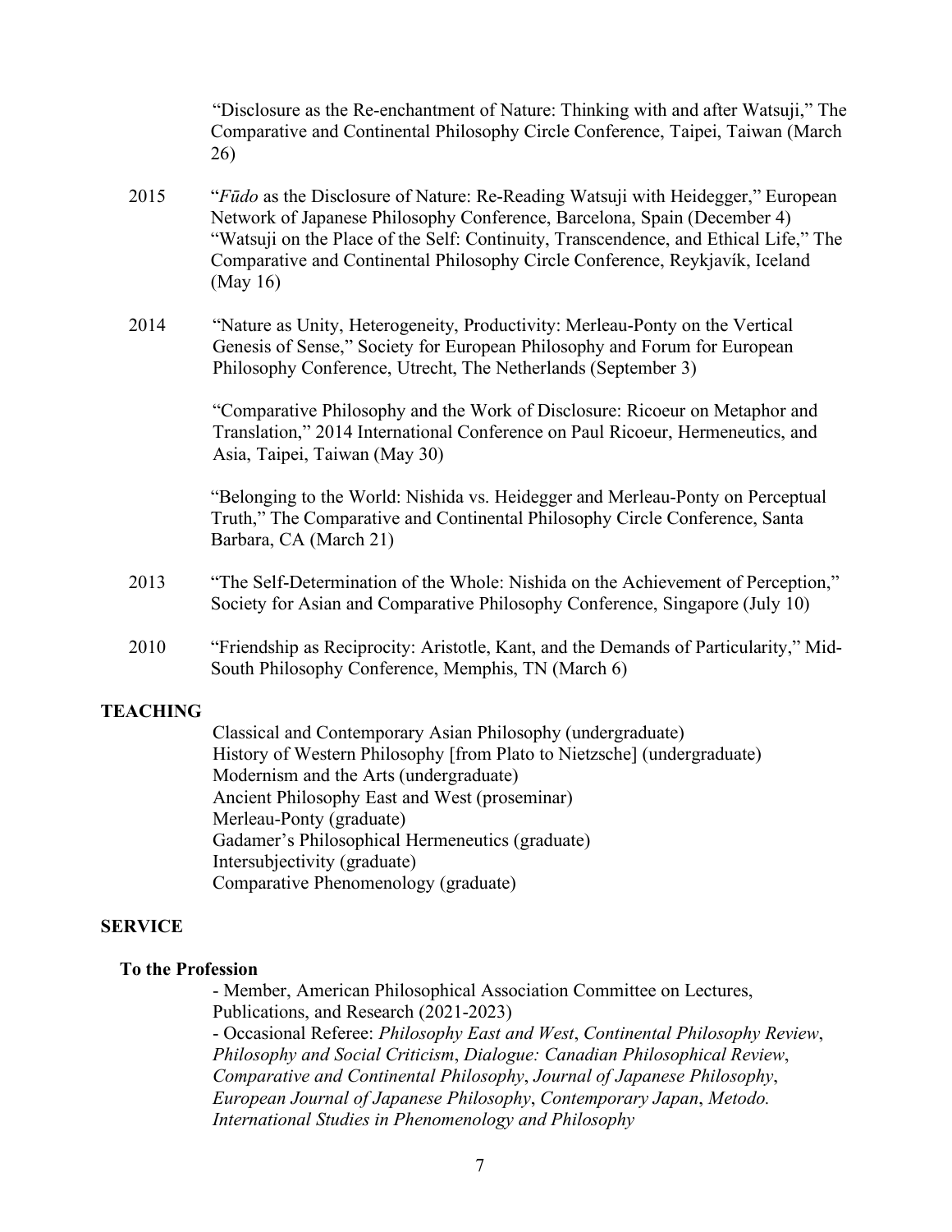"Disclosure as the Re-enchantment of Nature: Thinking with and after Watsuji," The Comparative and Continental Philosophy Circle Conference, Taipei, Taiwan (March 26)

2015 "*Fūdo* as the Disclosure of Nature: Re-Reading Watsuji with Heidegger," European Network of Japanese Philosophy Conference, Barcelona, Spain (December 4)

"Watsuji on the Place of the Self: Continuity, Transcendence, and Ethical Life," The Comparative and Continental Philosophy Circle Conference, Reykjavík, Iceland (May 16)

2014 "Nature as Unity, Heterogeneity, Productivity: Merleau-Ponty on the Vertical Genesis of Sense," Society for European Philosophy and Forum for European Philosophy Conference, Utrecht, The Netherlands (September 3)

"Comparative Philosophy and the Work of Disclosure: Ricoeur on Metaphor and Translation," 2014 International Conference on Paul Ricoeur, Hermeneutics, and Asia, Taipei, Taiwan (May 30)

"Belonging to the World: Nishida vs. Heidegger and Merleau-Ponty on Perceptual Truth," The Comparative and Continental Philosophy Circle Conference, Santa Barbara, CA (March 21)

2013 "The Self-Determination of the Whole: Nishida on the Achievement of Perception," Society for Asian and Comparative Philosophy Conference, Singapore (July 10)

2010 "Friendship as Reciprocity: Aristotle, Kant, and the Demands of Particularity," Mid-South Philosophy Conference, Memphis, TN (March 6)

## TEACHING

Classical and Contemporary Asian Philosophy (undergraduate)
History of Western Philosophy [from Plato to Nietzsche] (undergraduate)
Modernism and the Arts (undergraduate)
Ancient Philosophy East and West (proseminar)
Merleau-Ponty (graduate)
Gadamer's Philosophical Hermeneutics (graduate)
Intersubjectivity (graduate)
Comparative Phenomenology (graduate)

## SERVICE

### To the Profession

- Member, American Philosophical Association Committee on Lectures, Publications, and Research (2021-2023)
- Occasional Referee: *Philosophy East and West*, *Continental Philosophy Review*, *Philosophy and Social Criticism*, *Dialogue: Canadian Philosophical Review*, *Comparative and Continental Philosophy*, *Journal of Japanese Philosophy*, *European Journal of Japanese Philosophy*, *Contemporary Japan*, *Metodo. International Studies in Phenomenology and Philosophy*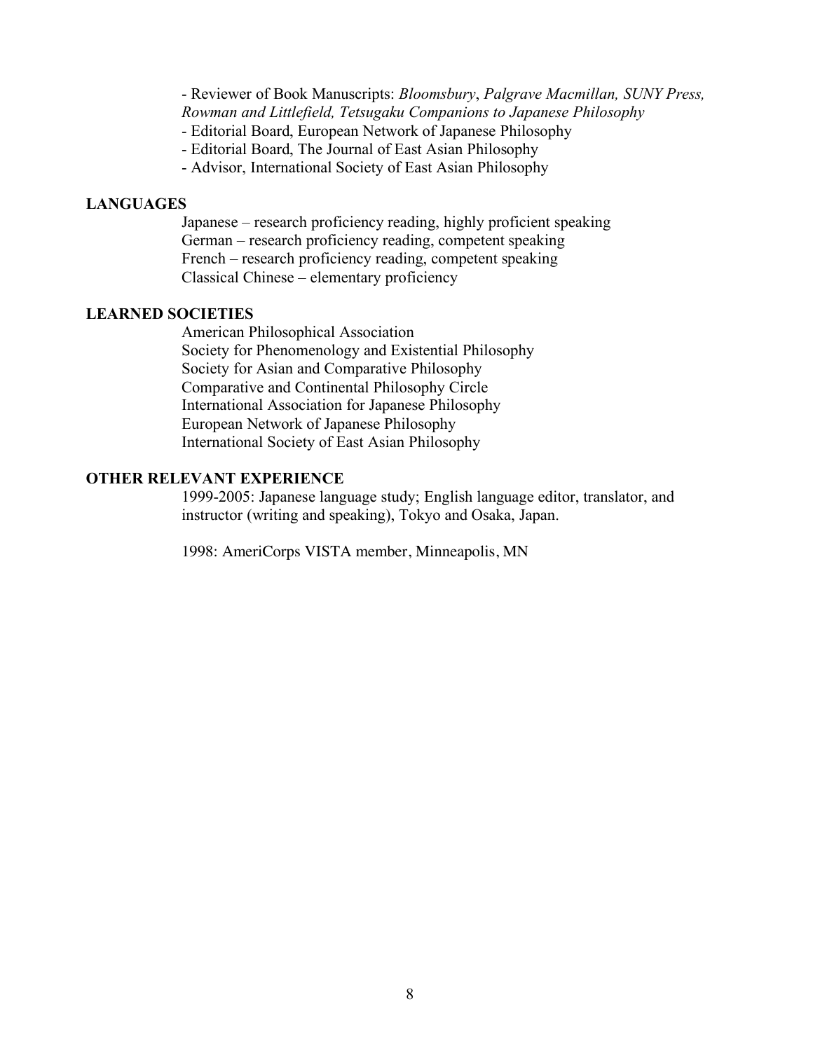- Reviewer of Book Manuscripts: *Bloomsbury*, *Palgrave Macmillan, SUNY Press, Rowman and Littlefield, Tetsugaku Companions to Japanese Philosophy*
- Editorial Board, European Network of Japanese Philosophy
- Editorial Board, The Journal of East Asian Philosophy
- Advisor, International Society of East Asian Philosophy

## LANGUAGES

Japanese – research proficiency reading, highly proficient speaking
German – research proficiency reading, competent speaking
French – research proficiency reading, competent speaking
Classical Chinese – elementary proficiency

## LEARNED SOCIETIES

American Philosophical Association
Society for Phenomenology and Existential Philosophy
Society for Asian and Comparative Philosophy
Comparative and Continental Philosophy Circle
International Association for Japanese Philosophy
European Network of Japanese Philosophy
International Society of East Asian Philosophy

## OTHER RELEVANT EXPERIENCE

1999-2005: Japanese language study; English language editor, translator, and instructor (writing and speaking), Tokyo and Osaka, Japan.

1998: AmeriCorps VISTA member, Minneapolis, MN